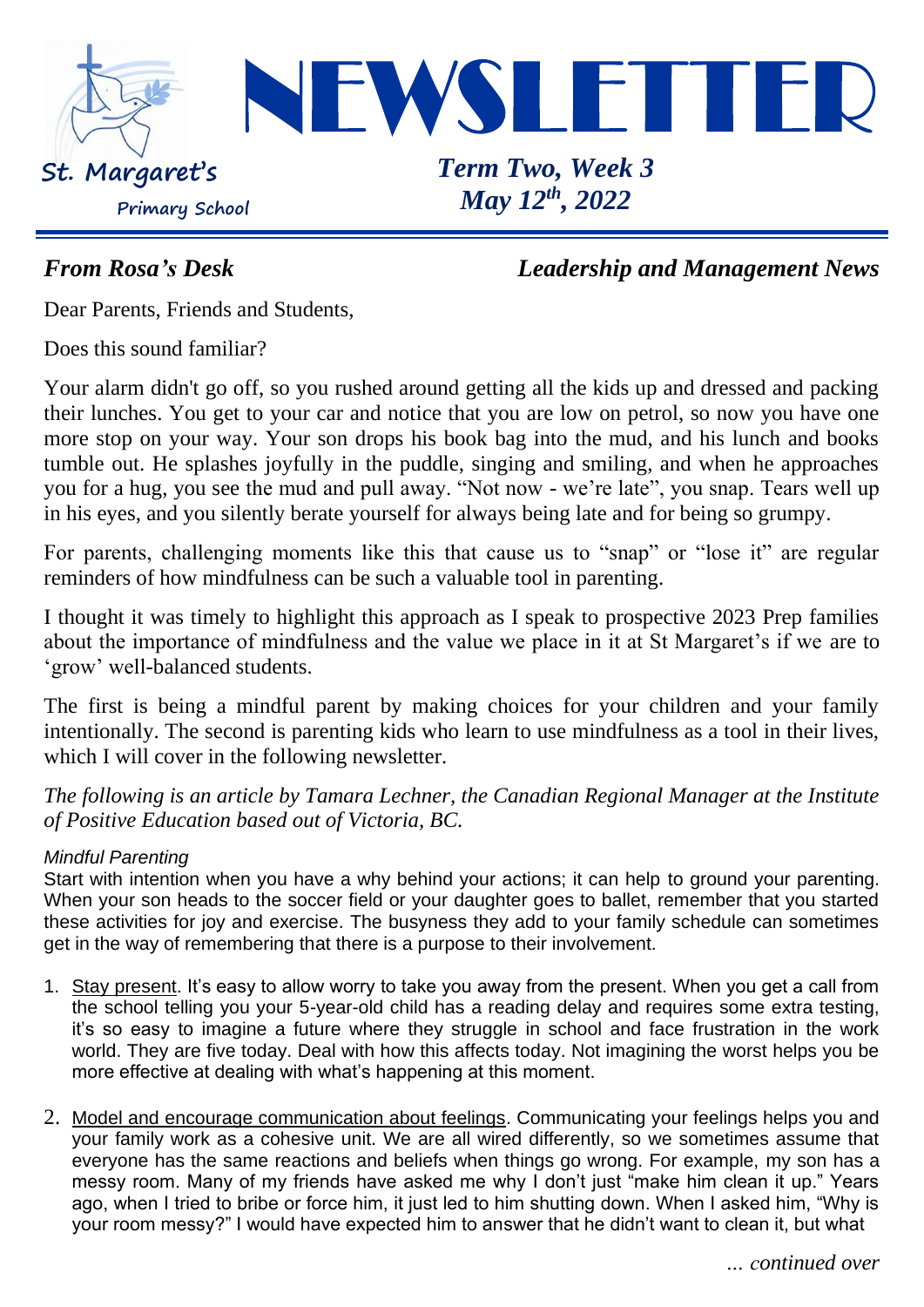# NEWSLETTER

**St. Margaret's**
**Primary School**

***Term Two, Week 3***
***May 12th, 2022***

## *From Rosa's Desk* — *Leadership and Management News*

Dear Parents, Friends and Students,

Does this sound familiar?

Your alarm didn't go off, so you rushed around getting all the kids up and dressed and packing their lunches. You get to your car and notice that you are low on petrol, so now you have one more stop on your way. Your son drops his book bag into the mud, and his lunch and books tumble out. He splashes joyfully in the puddle, singing and smiling, and when he approaches you for a hug, you see the mud and pull away. "Not now - we're late", you snap. Tears well up in his eyes, and you silently berate yourself for always being late and for being so grumpy.

For parents, challenging moments like this that cause us to "snap" or "lose it" are regular reminders of how mindfulness can be such a valuable tool in parenting.

I thought it was timely to highlight this approach as I speak to prospective 2023 Prep families about the importance of mindfulness and the value we place in it at St Margaret's if we are to 'grow' well-balanced students.

The first is being a mindful parent by making choices for your children and your family intentionally. The second is parenting kids who learn to use mindfulness as a tool in their lives, which I will cover in the following newsletter.

*The following is an article by Tamara Lechner, the Canadian Regional Manager at the Institute of Positive Education based out of Victoria, BC.*

*Mindful Parenting*

Start with intention when you have a why behind your actions; it can help to ground your parenting. When your son heads to the soccer field or your daughter goes to ballet, remember that you started these activities for joy and exercise. The busyness they add to your family schedule can sometimes get in the way of remembering that there is a purpose to their involvement.

1. Stay present. It's easy to allow worry to take you away from the present. When you get a call from the school telling you your 5-year-old child has a reading delay and requires some extra testing, it's so easy to imagine a future where they struggle in school and face frustration in the work world. They are five today. Deal with how this affects today. Not imagining the worst helps you be more effective at dealing with what's happening at this moment.

2. Model and encourage communication about feelings. Communicating your feelings helps you and your family work as a cohesive unit. We are all wired differently, so we sometimes assume that everyone has the same reactions and beliefs when things go wrong. For example, my son has a messy room. Many of my friends have asked me why I don't just "make him clean it up." Years ago, when I tried to bribe or force him, it just led to him shutting down. When I asked him, "Why is your room messy?" I would have expected him to answer that he didn't want to clean it, but what

*... continued over*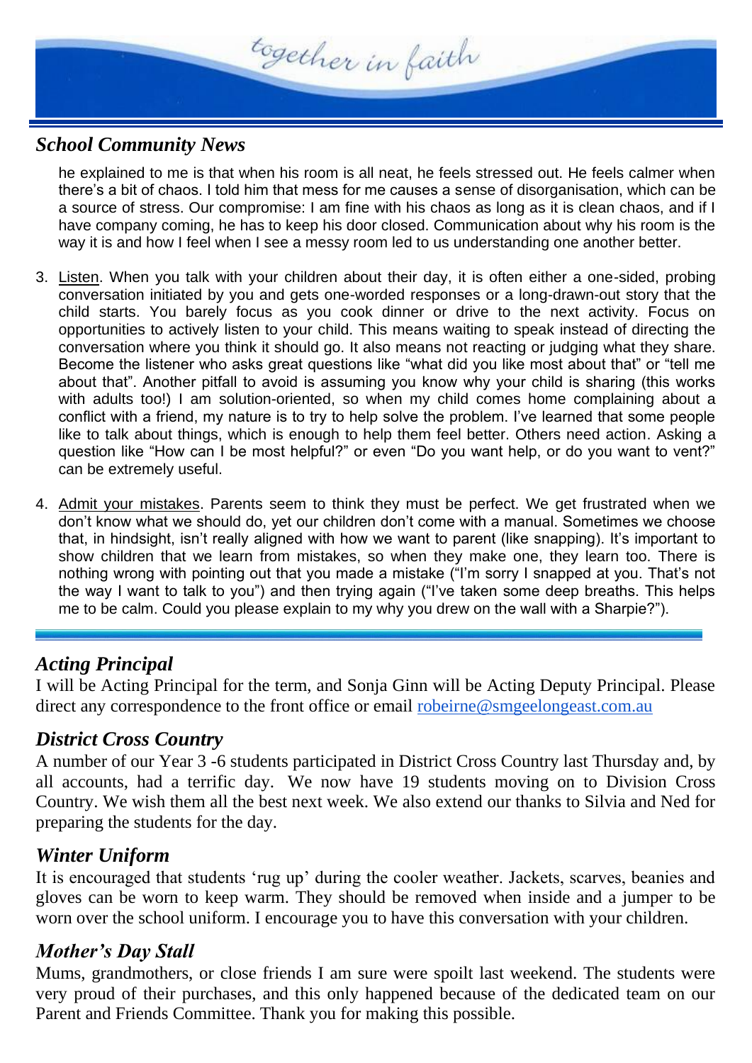## *School Community News*

he explained to me is that when his room is all neat, he feels stressed out. He feels calmer when there's a bit of chaos. I told him that mess for me causes a sense of disorganisation, which can be a source of stress. Our compromise: I am fine with his chaos as long as it is clean chaos, and if I have company coming, he has to keep his door closed. Communication about why his room is the way it is and how I feel when I see a messy room led to us understanding one another better.

3. Listen. When you talk with your children about their day, it is often either a one-sided, probing conversation initiated by you and gets one-worded responses or a long-drawn-out story that the child starts. You barely focus as you cook dinner or drive to the next activity. Focus on opportunities to actively listen to your child. This means waiting to speak instead of directing the conversation where you think it should go. It also means not reacting or judging what they share. Become the listener who asks great questions like "what did you like most about that" or "tell me about that". Another pitfall to avoid is assuming you know why your child is sharing (this works with adults too!) I am solution-oriented, so when my child comes home complaining about a conflict with a friend, my nature is to try to help solve the problem. I've learned that some people like to talk about things, which is enough to help them feel better. Others need action. Asking a question like "How can I be most helpful?" or even "Do you want help, or do you want to vent?" can be extremely useful.

4. Admit your mistakes. Parents seem to think they must be perfect. We get frustrated when we don't know what we should do, yet our children don't come with a manual. Sometimes we choose that, in hindsight, isn't really aligned with how we want to parent (like snapping). It's important to show children that we learn from mistakes, so when they make one, they learn too. There is nothing wrong with pointing out that you made a mistake ("I'm sorry I snapped at you. That's not the way I want to talk to you") and then trying again ("I've taken some deep breaths. This helps me to be calm. Could you please explain to my why you drew on the wall with a Sharpie?").

## *Acting Principal*

I will be Acting Principal for the term, and Sonja Ginn will be Acting Deputy Principal. Please direct any correspondence to the front office or email robeirne@smgeelongeast.com.au

## *District Cross Country*

A number of our Year 3 -6 students participated in District Cross Country last Thursday and, by all accounts, had a terrific day. We now have 19 students moving on to Division Cross Country. We wish them all the best next week. We also extend our thanks to Silvia and Ned for preparing the students for the day.

## *Winter Uniform*

It is encouraged that students 'rug up' during the cooler weather. Jackets, scarves, beanies and gloves can be worn to keep warm. They should be removed when inside and a jumper to be worn over the school uniform. I encourage you to have this conversation with your children.

## *Mother's Day Stall*

Mums, grandmothers, or close friends I am sure were spoilt last weekend. The students were very proud of their purchases, and this only happened because of the dedicated team on our Parent and Friends Committee. Thank you for making this possible.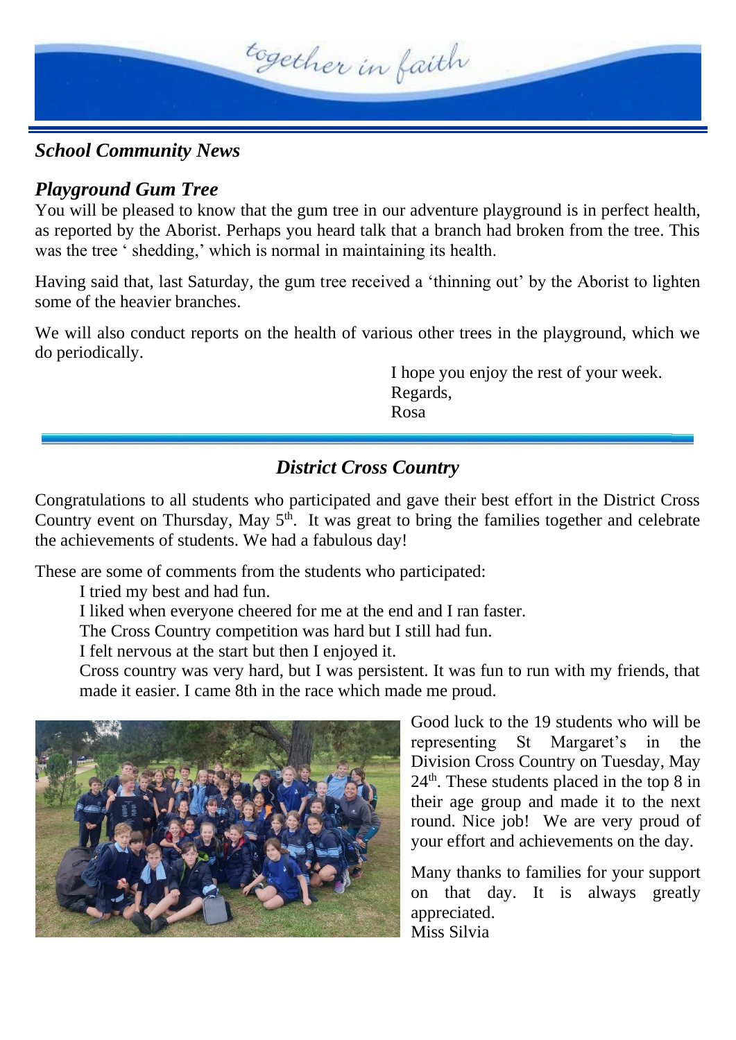*together in faith*

## *School Community News*

### *Playground Gum Tree*

You will be pleased to know that the gum tree in our adventure playground is in perfect health, as reported by the Aborist. Perhaps you heard talk that a branch had broken from the tree. This was the tree ' shedding,' which is normal in maintaining its health.

Having said that, last Saturday, the gum tree received a 'thinning out' by the Aborist to lighten some of the heavier branches.

We will also conduct reports on the health of various other trees in the playground, which we do periodically.

I hope you enjoy the rest of your week.
Regards,
Rosa

---

## *District Cross Country*

Congratulations to all students who participated and gave their best effort in the District Cross Country event on Thursday, May 5th. It was great to bring the families together and celebrate the achievements of students. We had a fabulous day!

These are some of comments from the students who participated:

I tried my best and had fun.

I liked when everyone cheered for me at the end and I ran faster.

The Cross Country competition was hard but I still had fun.

I felt nervous at the start but then I enjoyed it.

Cross country was very hard, but I was persistent. It was fun to run with my friends, that made it easier. I came 8th in the race which made me proud.

Good luck to the 19 students who will be representing St Margaret's in the Division Cross Country on Tuesday, May 24th. These students placed in the top 8 in their age group and made it to the next round. Nice job! We are very proud of your effort and achievements on the day.

Many thanks to families for your support on that day. It is always greatly appreciated.
Miss Silvia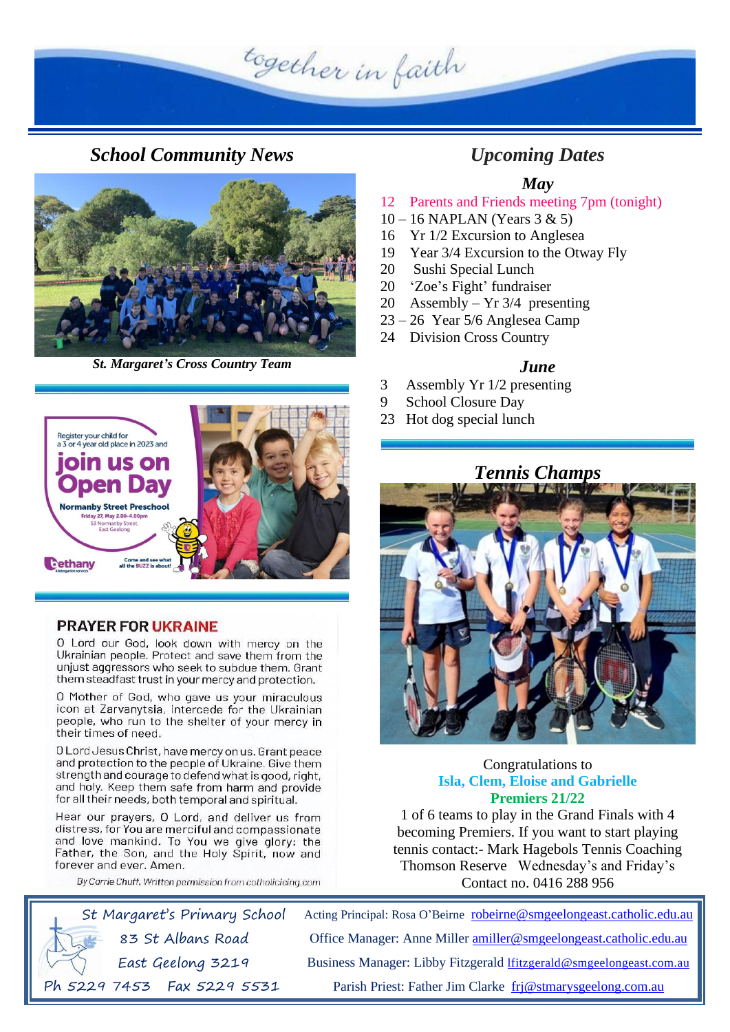## School Community News

*St. Margaret's Cross Country Team*

Register your child for a 3 or 4 year old place in 2023 and

**join us on Open Day**

**Normanby Street Preschool**

Friday 27, May 2.00-4.00pm
53 Normanby Street, East Geelong

bethany kindergarten services

Come and see what all the BUZZ is about!

### PRAYER FOR UKRAINE

O Lord our God, look down with mercy on the Ukrainian people. Protect and save them from the unjust aggressors who seek to subdue them. Grant them steadfast trust in your mercy and protection.

O Mother of God, who gave us your miraculous icon at Zarvanytsia, intercede for the Ukrainian people, who run to the shelter of your mercy in their times of need.

O Lord Jesus Christ, have mercy on us. Grant peace and protection to the people of Ukraine. Give them strength and courage to defend what is good, right, and holy. Keep them safe from harm and provide for all their needs, both temporal and spiritual.

Hear our prayers, O Lord, and deliver us from distress, for You are merciful and compassionate and love mankind. To You we give glory: the Father, the Son, and the Holy Spirit, now and forever and ever. Amen.

*By Carrie Chuff. Written permission from catholicicing.com*

## Upcoming Dates

### May

- 12 Parents and Friends meeting 7pm (tonight)
- 10 – 16 NAPLAN (Years 3 & 5)
- 16 Yr 1/2 Excursion to Anglesea
- 19 Year 3/4 Excursion to the Otway Fly
- 20 Sushi Special Lunch
- 20 'Zoe's Fight' fundraiser
- 20 Assembly – Yr 3/4 presenting
- 23 – 26 Year 5/6 Anglesea Camp
- 24 Division Cross Country

### June

- 3 Assembly Yr 1/2 presenting
- 9 School Closure Day
- 23 Hot dog special lunch

## Tennis Champs

Congratulations to

**Isla, Clem, Eloise and Gabrielle**

**Premiers 21/22**

1 of 6 teams to play in the Grand Finals with 4 becoming Premiers. If you want to start playing tennis contact:- Mark Hagebols Tennis Coaching Thomson Reserve Wednesday's and Friday's Contact no. 0416 288 956

---

St Margaret's Primary School
83 St Albans Road
East Geelong 3219
Ph 5229 7453 Fax 5229 5531

Acting Principal: Rosa O'Beirne robeirne@smgeelongeast.catholic.edu.au
Office Manager: Anne Miller amiller@smgeelongeast.catholic.edu.au
Business Manager: Libby Fitzgerald lfitzgerald@smgeelongeast.com.au
Parish Priest: Father Jim Clarke frj@stmarysgeelong.com.au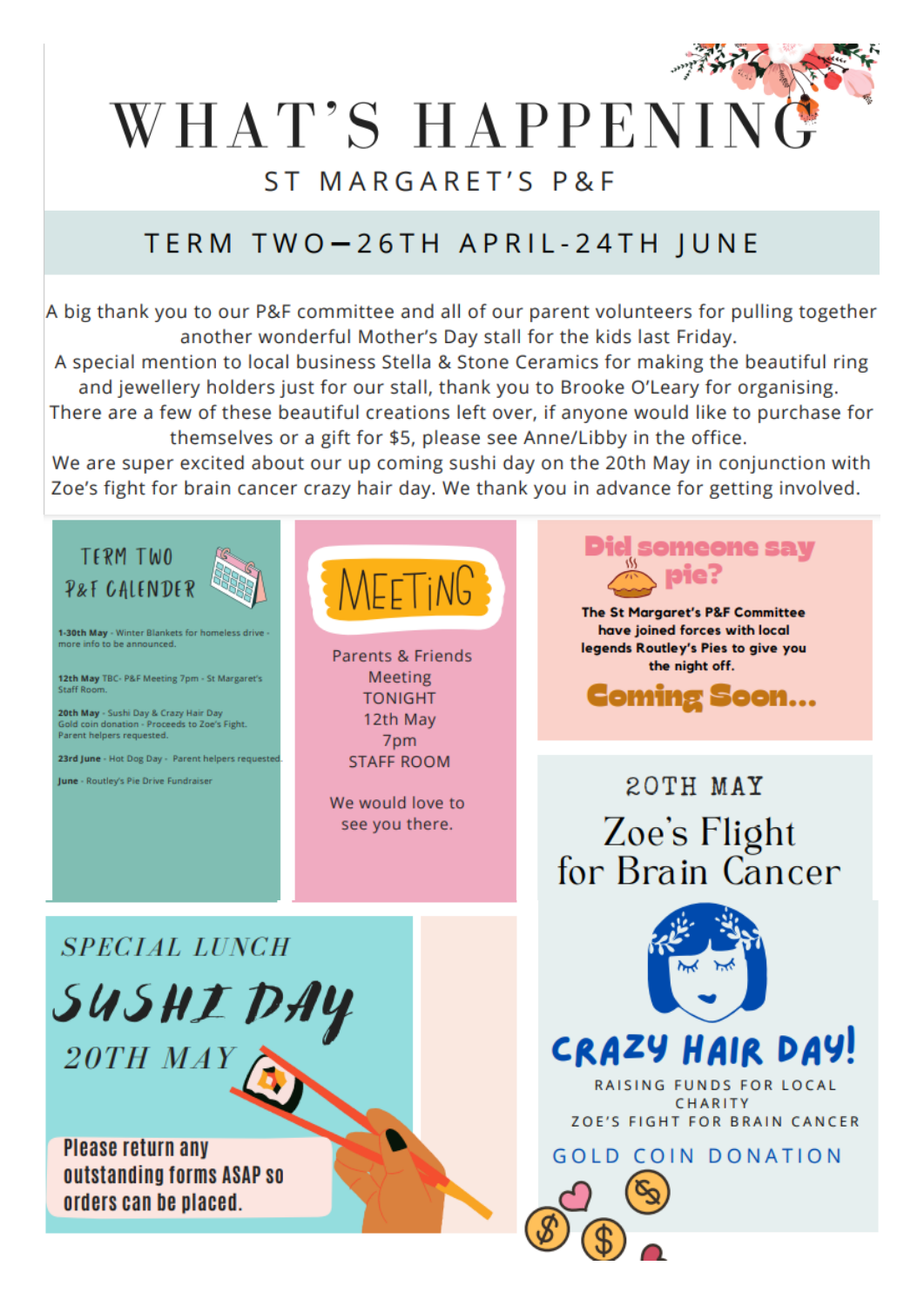# WHAT'S HAPPENING

## ST MARGARET'S P&F

## TERM TWO—26TH APRIL-24TH JUNE

A big thank you to our P&F committee and all of our parent volunteers for pulling together another wonderful Mother's Day stall for the kids last Friday.

A special mention to local business Stella & Stone Ceramics for making the beautiful ring and jewellery holders just for our stall, thank you to Brooke O'Leary for organising.

There are a few of these beautiful creations left over, if anyone would like to purchase for themselves or a gift for $5, please see Anne/Libby in the office.

We are super excited about our up coming sushi day on the 20th May in conjunction with Zoe's fight for brain cancer crazy hair day. We thank you in advance for getting involved.

### TERM TWO P&F CALENDER

**1-30th May** - Winter Blankets for homeless drive - more info to be announced.

**12th May** TBC- P&F Meeting 7pm - St Margaret's Staff Room.

**20th May** - Sushi Day & Crazy Hair Day Gold coin donation - Proceeds to Zoe's Fight. Parent helpers requested.

**23rd June** - Hot Dog Day - Parent helpers requested.

**June** - Routley's Pie Drive Fundraiser

### MEETING

Parents & Friends Meeting
TONIGHT
12th May
7pm
STAFF ROOM

We would love to see you there.

### Did someone say pie?

**The St Margaret's P&F Committee have joined forces with local legends Routley's Pies to give you the night off.**

**Coming Soon...**

### 20TH MAY

## Zoe's Flight for Brain Cancer

## CRAZY HAIR DAY!

RAISING FUNDS FOR LOCAL CHARITY
ZOE'S FIGHT FOR BRAIN CANCER

GOLD COIN DONATION

### SPECIAL LUNCH

## SUSHI DAY

### 20TH MAY

Please return any outstanding forms ASAP so orders can be placed.